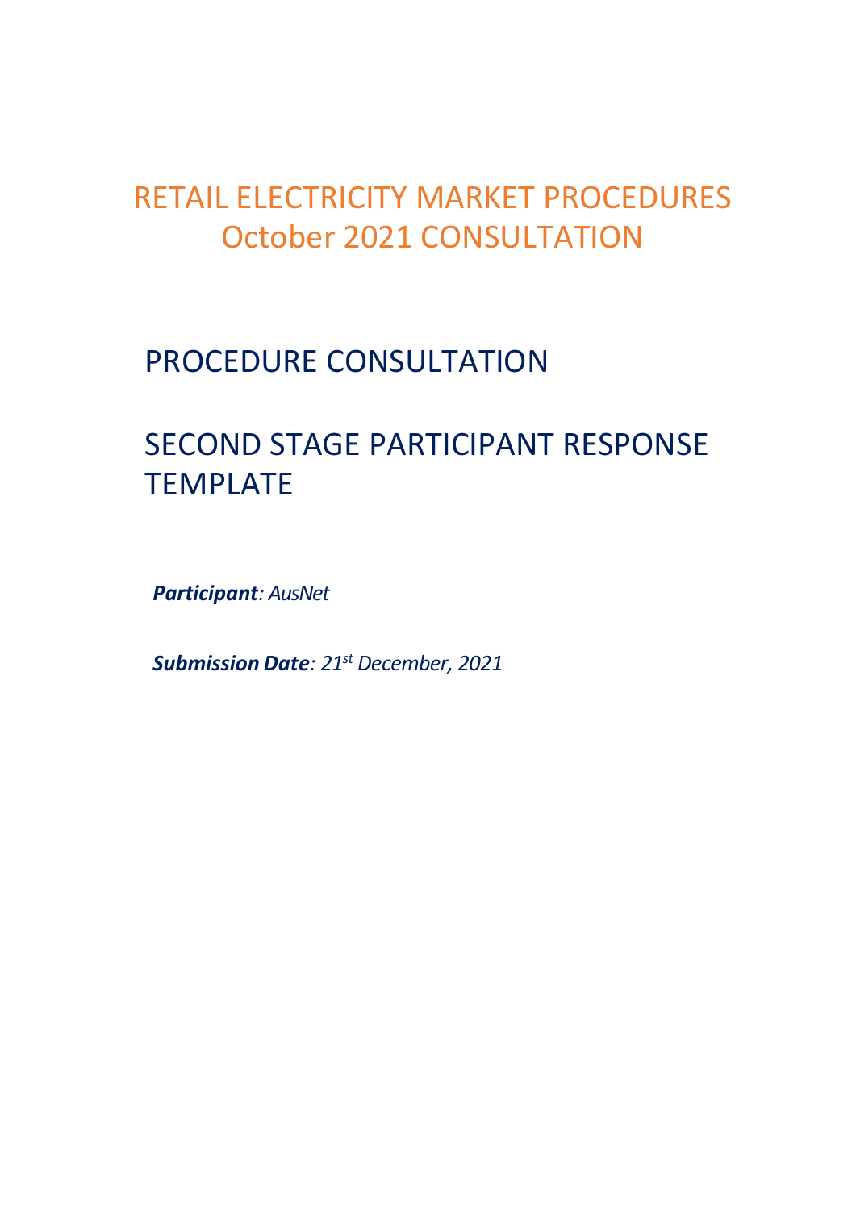# RETAIL ELECTRICITY MARKET PROCEDURES
# October 2021 CONSULTATION

## PROCEDURE CONSULTATION

## SECOND STAGE PARTICIPANT RESPONSE TEMPLATE

***Participant**: AusNet*

***Submission Date**: 21st December, 2021*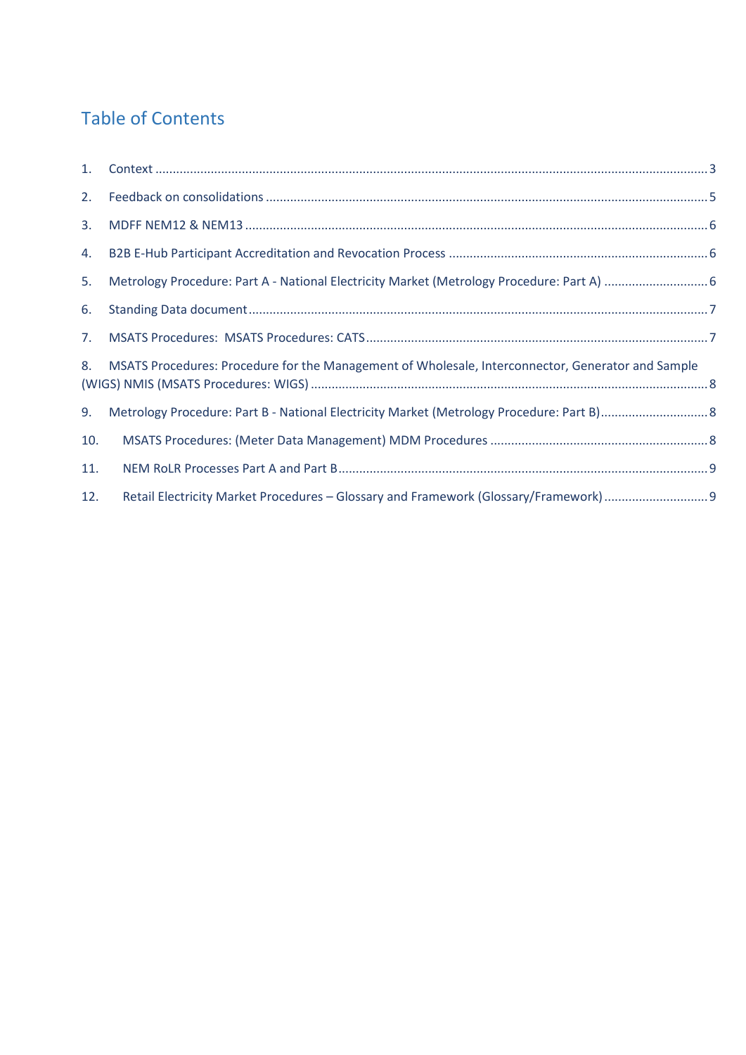## Table of Contents

1. Context ..... 3
2. Feedback on consolidations ..... 5
3. MDFF NEM12 & NEM13 ..... 6
4. B2B E-Hub Participant Accreditation and Revocation Process ..... 6
5. Metrology Procedure: Part A - National Electricity Market (Metrology Procedure: Part A) ..... 6
6. Standing Data document ..... 7
7. MSATS Procedures:  MSATS Procedures: CATS ..... 7
8. MSATS Procedures: Procedure for the Management of Wholesale, Interconnector, Generator and Sample (WIGS) NMIS (MSATS Procedures: WIGS) ..... 8
9. Metrology Procedure: Part B - National Electricity Market (Metrology Procedure: Part B) ..... 8
10. MSATS Procedures: (Meter Data Management) MDM Procedures ..... 8
11. NEM RoLR Processes Part A and Part B ..... 9
12. Retail Electricity Market Procedures – Glossary and Framework (Glossary/Framework) ..... 9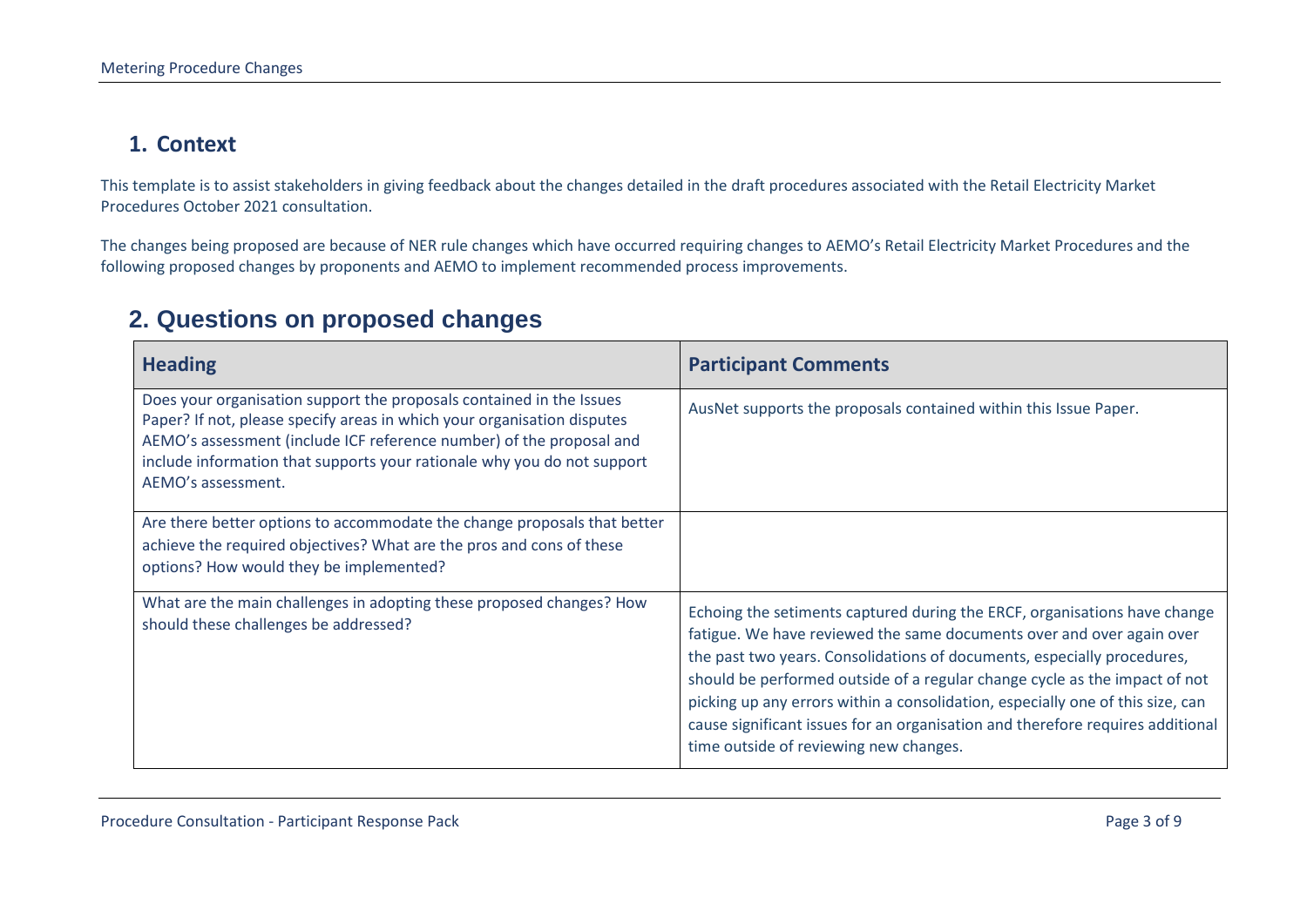## 1. Context

This template is to assist stakeholders in giving feedback about the changes detailed in the draft procedures associated with the Retail Electricity Market Procedures October 2021 consultation.

The changes being proposed are because of NER rule changes which have occurred requiring changes to AEMO's Retail Electricity Market Procedures and the following proposed changes by proponents and AEMO to implement recommended process improvements.

## 2. Questions on proposed changes

| Heading | Participant Comments |
|---|---|
| Does your organisation support the proposals contained in the Issues Paper? If not, please specify areas in which your organisation disputes AEMO's assessment (include ICF reference number) of the proposal and include information that supports your rationale why you do not support AEMO's assessment. | AusNet supports the proposals contained within this Issue Paper. |
| Are there better options to accommodate the change proposals that better achieve the required objectives? What are the pros and cons of these options? How would they be implemented? | |
| What are the main challenges in adopting these proposed changes? How should these challenges be addressed? | Echoing the setiments captured during the ERCF, organisations have change fatigue. We have reviewed the same documents over and over again over the past two years. Consolidations of documents, especially procedures, should be performed outside of a regular change cycle as the impact of not picking up any errors within a consolidation, especially one of this size, can cause significant issues for an organisation and therefore requires additional time outside of reviewing new changes. |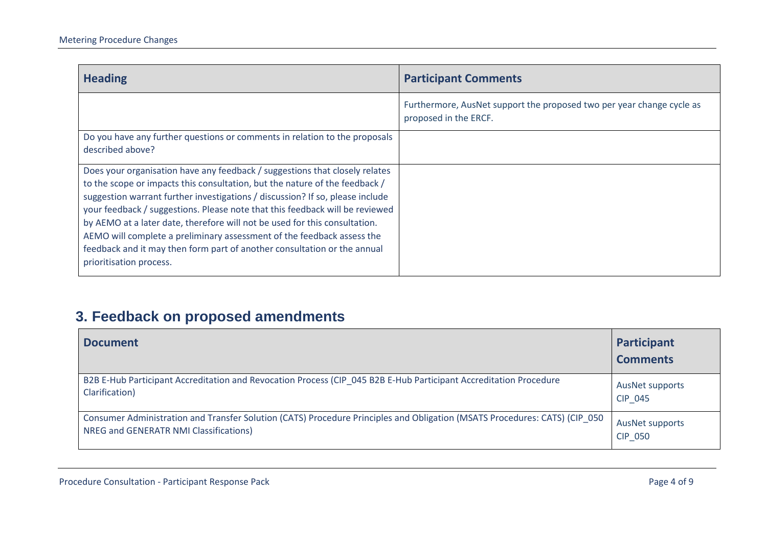| Heading | Participant Comments |
|---|---|
| | Furthermore, AusNet support the proposed two per year change cycle as proposed in the ERCF. |
| Do you have any further questions or comments in relation to the proposals described above? | |
| Does your organisation have any feedback / suggestions that closely relates to the scope or impacts this consultation, but the nature of the feedback / suggestion warrant further investigations / discussion? If so, please include your feedback / suggestions. Please note that this feedback will be reviewed by AEMO at a later date, therefore will not be used for this consultation. AEMO will complete a preliminary assessment of the feedback assess the feedback and it may then form part of another consultation or the annual prioritisation process. | |

## 3. Feedback on proposed amendments

| Document | Participant Comments |
|---|---|
| B2B E-Hub Participant Accreditation and Revocation Process (CIP_045 B2B E-Hub Participant Accreditation Procedure Clarification) | AusNet supports CIP_045 |
| Consumer Administration and Transfer Solution (CATS) Procedure Principles and Obligation (MSATS Procedures: CATS) (CIP_050 NREG and GENERATR NMI Classifications) | AusNet supports CIP_050 |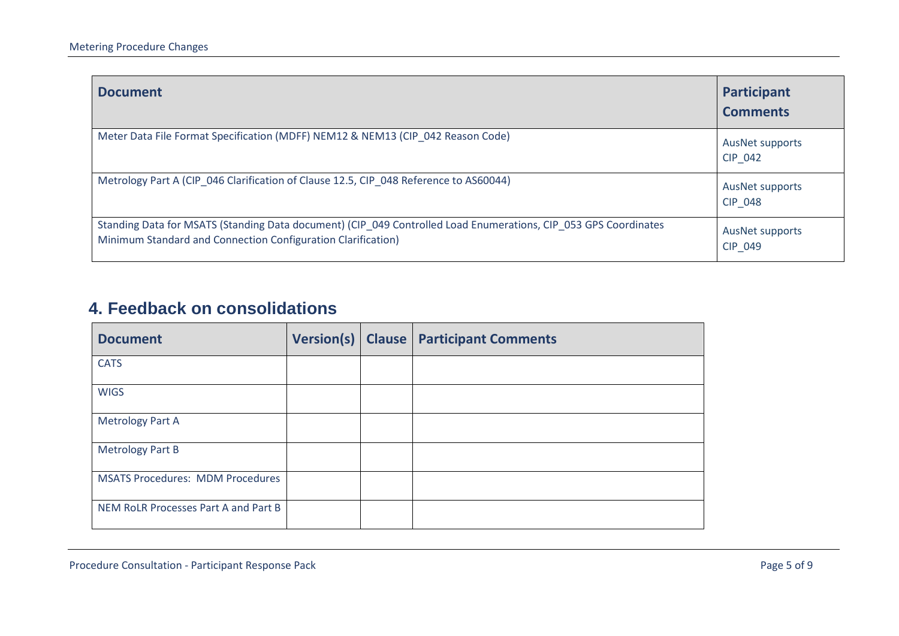| Document | Participant Comments |
| --- | --- |
| Meter Data File Format Specification (MDFF) NEM12 & NEM13 (CIP_042 Reason Code) | AusNet supports CIP_042 |
| Metrology Part A (CIP_046 Clarification of Clause 12.5, CIP_048 Reference to AS60044) | AusNet supports CIP_048 |
| Standing Data for MSATS (Standing Data document) (CIP_049 Controlled Load Enumerations, CIP_053 GPS Coordinates Minimum Standard and Connection Configuration Clarification) | AusNet supports CIP_049 |

## 4. Feedback on consolidations

| Document | Version(s) | Clause | Participant Comments |
| --- | --- | --- | --- |
| CATS | | | |
| WIGS | | | |
| Metrology Part A | | | |
| Metrology Part B | | | |
| MSATS Procedures: MDM Procedures | | | |
| NEM RoLR Processes Part A and Part B | | | |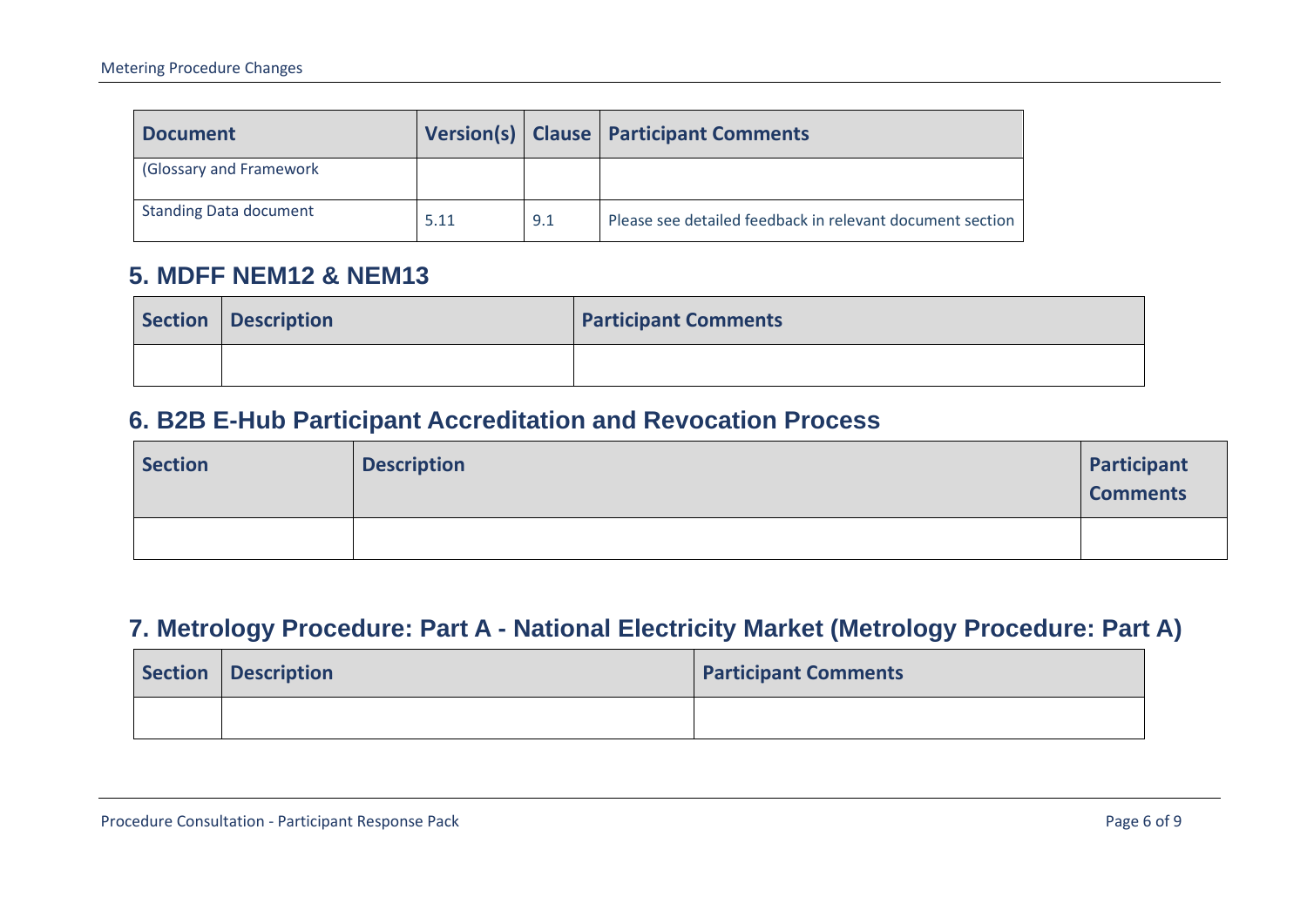| Document | Version(s) | Clause | Participant Comments |
| --- | --- | --- | --- |
| (Glossary and Framework | | | |
| Standing Data document | 5.11 | 9.1 | Please see detailed feedback in relevant document section |

## 5. MDFF NEM12 & NEM13

| Section | Description | Participant Comments |
| --- | --- | --- |
| | | |

## 6. B2B E-Hub Participant Accreditation and Revocation Process

| Section | Description | Participant Comments |
| --- | --- | --- |
| | | |

## 7. Metrology Procedure: Part A - National Electricity Market (Metrology Procedure: Part A)

| Section | Description | Participant Comments |
| --- | --- | --- |
| | | |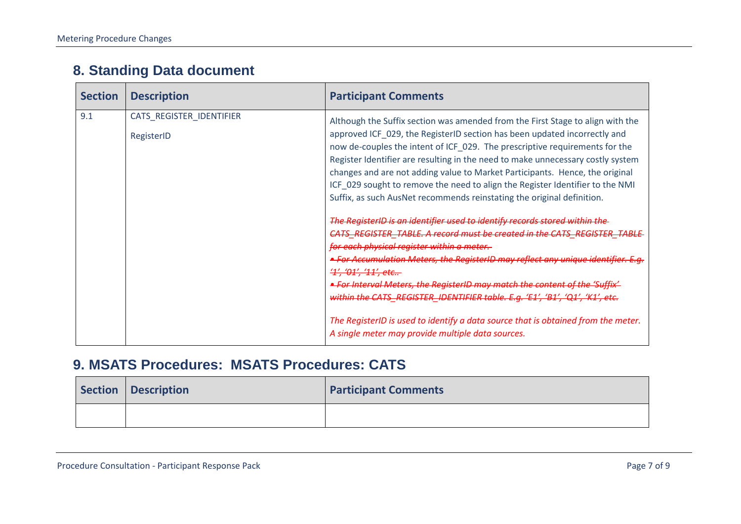## 8. Standing Data document

| Section | Description | Participant Comments |
|---|---|---|
| 9.1 | CATS_REGISTER_IDENTIFIER<br><br>RegisterID | Although the Suffix section was amended from the First Stage to align with the approved ICF_029, the RegisterID section has been updated incorrectly and now de-couples the intent of ICF_029. The prescriptive requirements for the Register Identifier are resulting in the need to make unnecessary costly system changes and are not adding value to Market Participants. Hence, the original ICF_029 sought to remove the need to align the Register Identifier to the NMI Suffix, as such AusNet recommends reinstating the original definition.<br><br>~~*The RegisterID is an identifier used to identify records stored within the CATS_REGISTER_TABLE. A record must be created in the CATS_REGISTER_TABLE for each physical register within a meter.*~~<br>~~*• For Accumulation Meters, the RegisterID may reflect any unique identifier. E.g. '1', '01', '11', etc..*~~<br>~~*• For Interval Meters, the RegisterID may match the content of the 'Suffix' within the CATS_REGISTER_IDENTIFIER table. E.g. 'E1', 'B1', 'Q1', 'K1', etc.*~~<br><br>*The RegisterID is used to identify a data source that is obtained from the meter. A single meter may provide multiple data sources.* |

## 9. MSATS Procedures: MSATS Procedures: CATS

| Section | Description | Participant Comments |
|---|---|---|
| | | |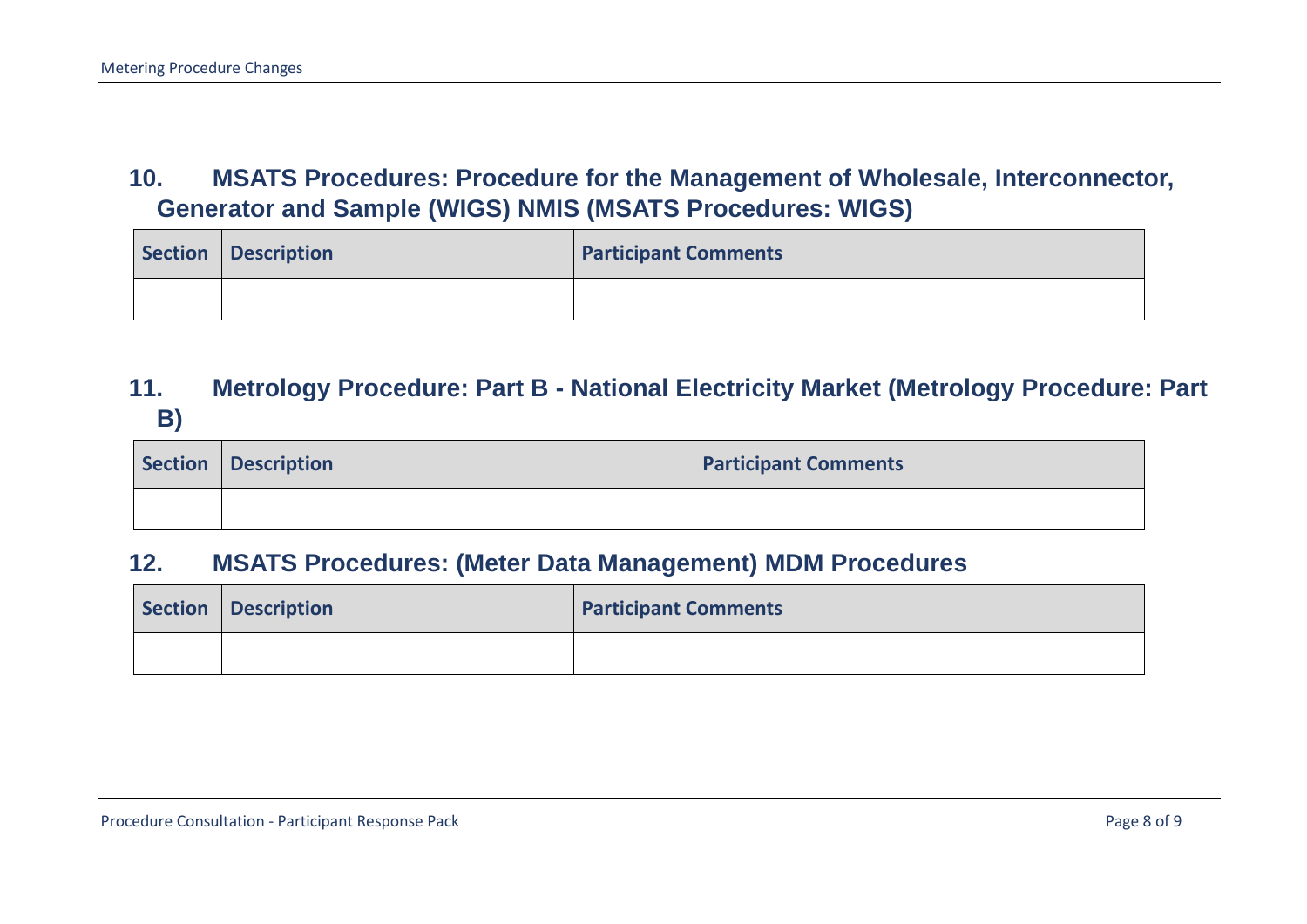## 10. MSATS Procedures: Procedure for the Management of Wholesale, Interconnector, Generator and Sample (WIGS) NMIS (MSATS Procedures: WIGS)

| Section | Description | Participant Comments |
|---|---|---|
| | | |

## 11. Metrology Procedure: Part B - National Electricity Market (Metrology Procedure: Part B)

| Section | Description | Participant Comments |
|---|---|---|
| | | |

## 12. MSATS Procedures: (Meter Data Management) MDM Procedures

| Section | Description | Participant Comments |
|---|---|---|
| | | |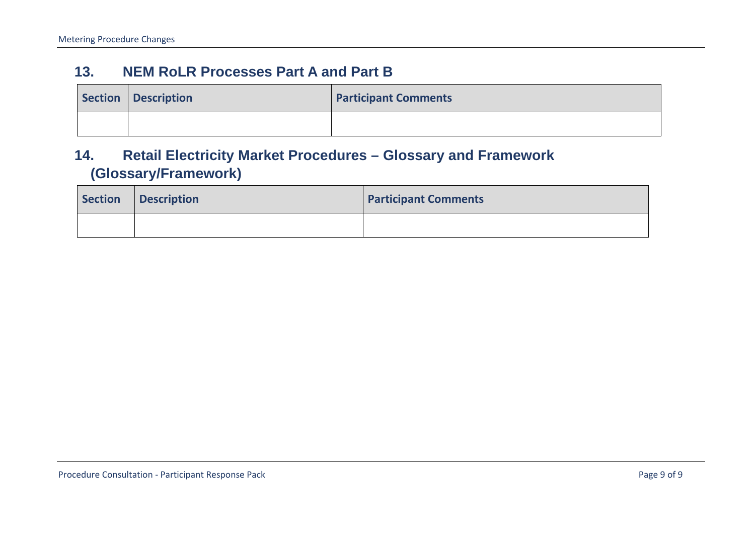## 13. NEM RoLR Processes Part A and Part B

| Section | Description | Participant Comments |
|---|---|---|
| | | |

## 14. Retail Electricity Market Procedures – Glossary and Framework (Glossary/Framework)

| Section | Description | Participant Comments |
|---|---|---|
| | | |